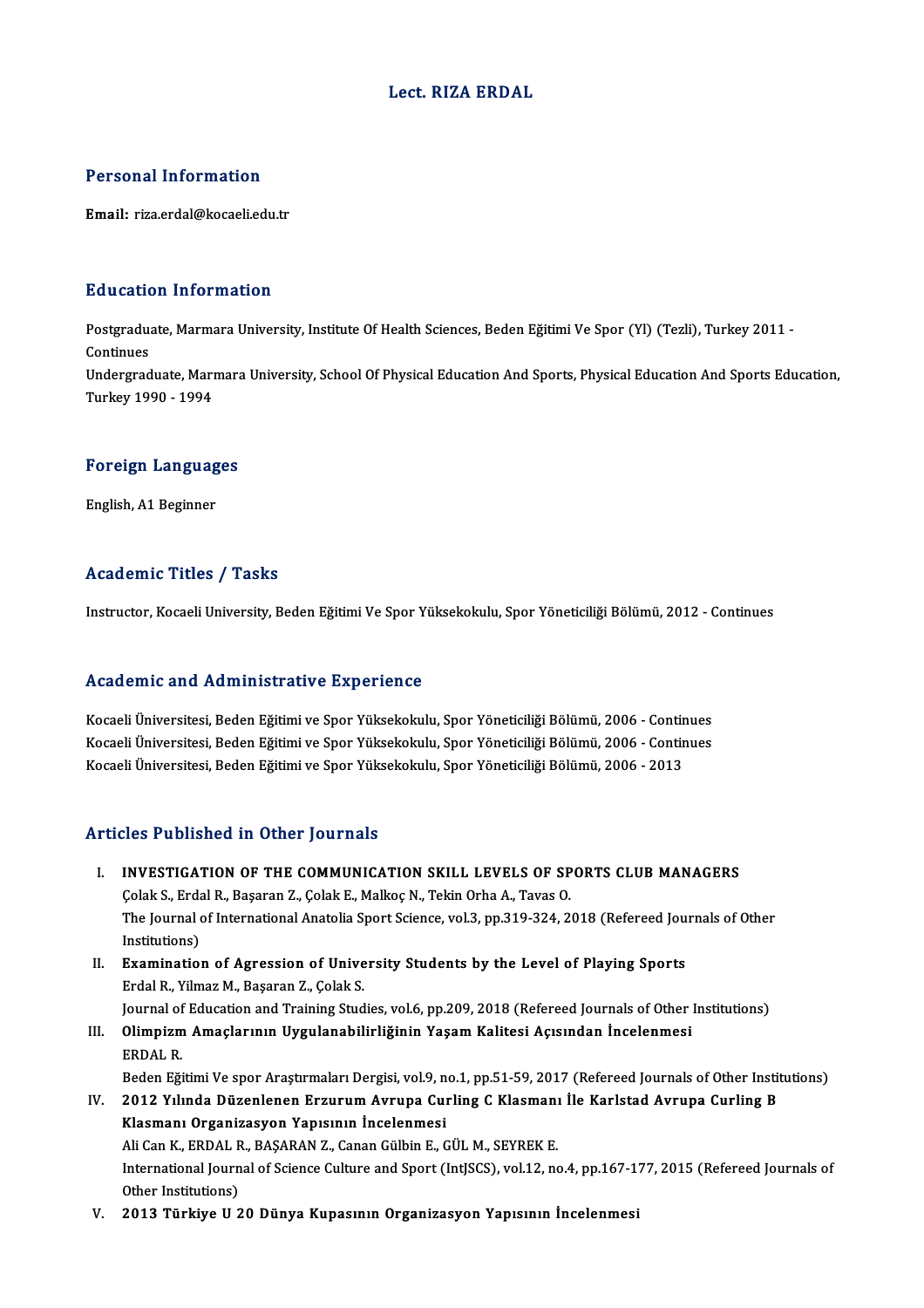# Lect. RIZA ERDAL

## Personal Information

**Email:** riza.erdal@kocaeli.edu.tr

## Education Information

Postgraduate, Marmara University, Institute Of Health Sciences, Beden Eğitimi Ve Spor (Yl) (Tezli), Turkey 2011 - Continues

Undergraduate, Marmara University, School Of Physical Education And Sports, Physical Education And Sports Education, Turkey 1990 - 1994

## Foreign Languages

English, A1 Beginner

## Academic Titles / Tasks

Instructor, Kocaeli University, Beden Eğitimi Ve Spor Yüksekokulu, Spor Yöneticiliği Bölümü, 2012 - Continues

## Academic and Administrative Experience

Kocaeli Üniversitesi, Beden Eğitimi ve Spor Yüksekokulu, Spor Yöneticiliği Bölümü, 2006 - Continues

Kocaeli Üniversitesi, Beden Eğitimi ve Spor Yüksekokulu, Spor Yöneticiliği Bölümü, 2006 - Continues

Kocaeli Üniversitesi, Beden Eğitimi ve Spor Yüksekokulu, Spor Yöneticiliği Bölümü, 2006 - 2013

## Articles Published in Other Journals

I. **INVESTIGATION OF THE COMMUNICATION SKILL LEVELS OF SPORTS CLUB MANAGERS**
   Çolak S., Erdal R., Başaran Z., Çolak E., Malkoç N., Tekin Orha A., Tavas O.
   The Journal of International Anatolia Sport Science, vol.3, pp.319-324, 2018 (Refereed Journals of Other Institutions)

II. **Examination of Agression of University Students by the Level of Playing Sports**
   Erdal R., Yilmaz M., Başaran Z., Çolak S.
   Journal of Education and Training Studies, vol.6, pp.209, 2018 (Refereed Journals of Other Institutions)

III. **Olimpizm Amaçlarının Uygulanabilirliğinin Yaşam Kalitesi Açısından İncelenmesi**
   ERDAL R.
   Beden Eğitimi Ve spor Araştırmaları Dergisi, vol.9, no.1, pp.51-59, 2017 (Refereed Journals of Other Institutions)

IV. **2012 Yılında Düzenlenen Erzurum Avrupa Curling C Klasmanı İle Karlstad Avrupa Curling B Klasmanı Organizasyon Yapısının İncelenmesi**
   Ali Can K., ERDAL R., BAŞARAN Z., Canan Gülbin E., GÜL M., SEYREK E.
   International Journal of Science Culture and Sport (IntJSCS), vol.12, no.4, pp.167-177, 2015 (Refereed Journals of Other Institutions)

V. **2013 Türkiye U 20 Dünya Kupasının Organizasyon Yapısının İncelenmesi**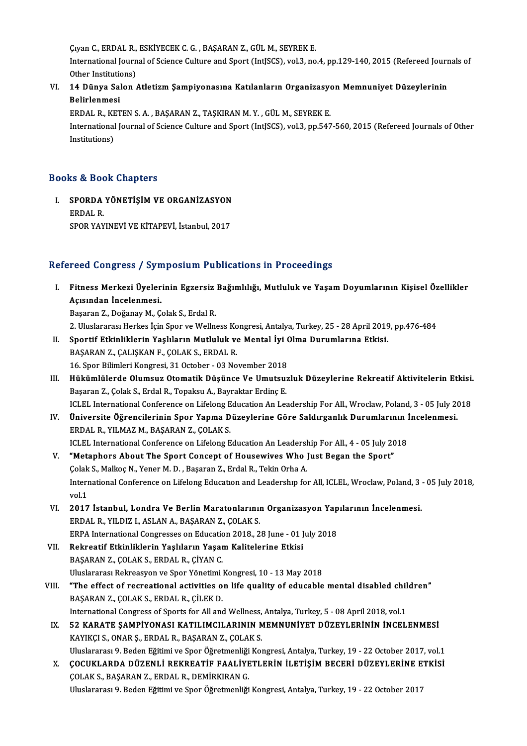Çıyan C., ERDAL R., ESKİYECEK C. G. , BAŞARAN Z., GÜL M., SEYREK E.
International Journal of Science Culture and Sport (IntJSCS), vol.3, no.4, pp.129-140, 2015 (Refereed Journals of Other Institutions)

VI. **14 Dünya Salon Atletizm Şampiyonasına Katılanların Organizasyon Memnuniyet Düzeylerinin Belirlenmesi**
ERDAL R., KETEN S. A. , BAŞARAN Z., TAŞKIRAN M. Y. , GÜL M., SEYREK E.
International Journal of Science Culture and Sport (IntJSCS), vol.3, pp.547-560, 2015 (Refereed Journals of Other Institutions)

## Books & Book Chapters

I. **SPORDA YÖNETİŞİM VE ORGANİZASYON**
ERDAL R.
SPOR YAYINEVİ VE KİTAPEVİ, İstanbul, 2017

## Refereed Congress / Symposium Publications in Proceedings

I. **Fitness Merkezi Üyelerinin Egzersiz Bağımlılığı, Mutluluk ve Yaşam Doyumlarının Kişisel Özellikler Açısından İncelenmesi.**
Başaran Z., Doğanay M., Çolak S., Erdal R.
2. Uluslararası Herkes İçin Spor ve Wellness Kongresi, Antalya, Turkey, 25 - 28 April 2019, pp.476-484

II. **Sportif Etkinliklerin Yaşlıların Mutluluk ve Mental İyi Olma Durumlarına Etkisi.**
BAŞARAN Z., ÇALIŞKAN F., ÇOLAK S., ERDAL R.
16. Spor Bilimleri Kongresi, 31 October - 03 November 2018

III. **Hükümlülerde Olumsuz Otomatik Düşünce Ve Umutsuzluk Düzeylerine Rekreatif Aktivitelerin Etkisi.**
Başaran Z., Çolak S., Erdal R., Topaksu A., Bayraktar Erdinç E.
ICLEL International Conference on Lifelong Education An Leadership For All., Wroclaw, Poland, 3 - 05 July 2018

IV. **Üniversite Öğrencilerinin Spor Yapma Düzeylerine Göre Saldırganlık Durumlarının İncelenmesi.**
ERDAL R., YILMAZ M., BAŞARAN Z., ÇOLAK S.
ICLEL International Conference on Lifelong Education An Leadership For All., 4 - 05 July 2018

V. **"Metaphors About The Sport Concept of Housewives Who Just Began the Sport"**
Çolak S., Malkoç N., Yener M. D. , Başaran Z., Erdal R., Tekin Orha A.
International Conference on Lifelong Education and Leadership for All, ICLEL, Wroclaw, Poland, 3 - 05 July 2018, vol.1

VI. **2017 İstanbul, Londra Ve Berlin Maratonlarının Organizasyon Yapılarının İncelenmesi.**
ERDAL R., YILDIZ I., ASLAN A., BAŞARAN Z., ÇOLAK S.
ERPA International Congresses on Education 2018., 28 June - 01 July 2018

VII. **Rekreatif Etkinliklerin Yaşlıların Yaşam Kalitelerine Etkisi**
BAŞARAN Z., ÇOLAK S., ERDAL R., ÇİYAN C.
Uluslararası Rekreasyon ve Spor Yönetimi Kongresi, 10 - 13 May 2018

VIII. **"The effect of recreational activities on life quality of educable mental disabled children"**
BAŞARAN Z., ÇOLAK S., ERDAL R., ÇİLEK D.
International Congress of Sports for All and Wellness, Antalya, Turkey, 5 - 08 April 2018, vol.1

IX. **52 KARATE ŞAMPİYONASI KATILIMCILARININ MEMNUNİYET DÜZEYLERİNİN İNCELENMESİ**
KAYIKÇI S., ONAR Ş., ERDAL R., BAŞARAN Z., ÇOLAK S.
Uluslararası 9. Beden Eğitimi ve Spor Öğretmenliği Kongresi, Antalya, Turkey, 19 - 22 October 2017, vol.1

X. **ÇOCUKLARDA DÜZENLİ REKREATİF FAALİYETLERİN İLETİŞİM BECERİ DÜZEYLERİNE ETKİSİ**
ÇOLAK S., BAŞARAN Z., ERDAL R., DEMİRKIRAN G.
Uluslararası 9. Beden Eğitimi ve Spor Öğretmenliği Kongresi, Antalya, Turkey, 19 - 22 October 2017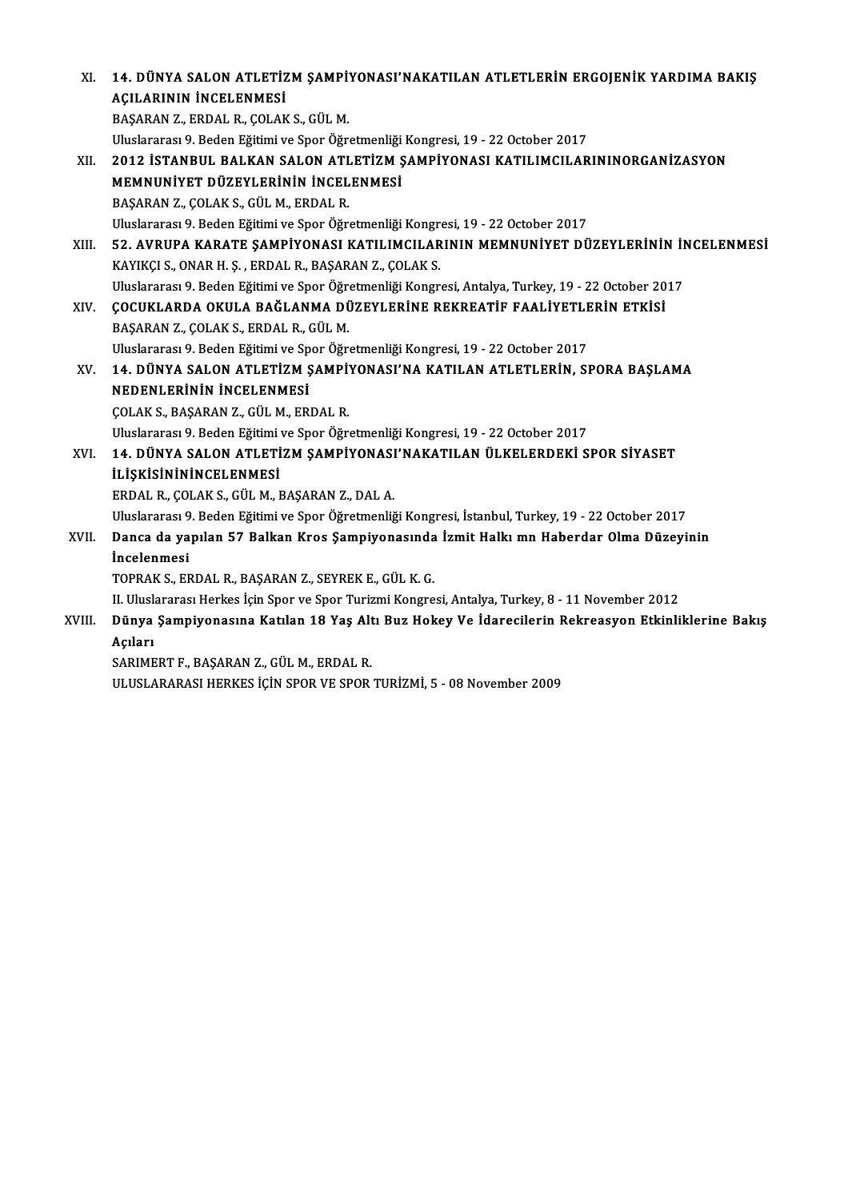XI. **14. DÜNYA SALON ATLETİZM ŞAMPİYONASI'NAKATILAN ATLETLERİN ERGOJENİK YARDIMA BAKIŞ AÇILARININ İNCELENMESİ**
BAŞARAN Z., ERDAL R., ÇOLAK S., GÜL M.
Uluslararası 9. Beden Eğitimi ve Spor Öğretmenliği Kongresi, 19 - 22 October 2017

XII. **2012 İSTANBUL BALKAN SALON ATLETİZM ŞAMPİYONASI KATILIMCILARININORGANİZASYON MEMNUNİYET DÜZEYLERİNİN İNCELENMESİ**
BAŞARAN Z., ÇOLAK S., GÜL M., ERDAL R.
Uluslararası 9. Beden Eğitimi ve Spor Öğretmenliği Kongresi, 19 - 22 October 2017

XIII. **52. AVRUPA KARATE ŞAMPİYONASI KATILIMCILARININ MEMNUNİYET DÜZEYLERİNİN İNCELENMESİ**
KAYIKÇI S., ONAR H. Ş. , ERDAL R., BAŞARAN Z., ÇOLAK S.
Uluslararası 9. Beden Eğitimi ve Spor Öğretmenliği Kongresi, Antalya, Turkey, 19 - 22 October 2017

XIV. **ÇOCUKLARDA OKULA BAĞLANMA DÜZEYLERİNE REKREATİF FAALİYETLERİN ETKİSİ**
BAŞARAN Z., ÇOLAK S., ERDAL R., GÜL M.
Uluslararası 9. Beden Eğitimi ve Spor Öğretmenliği Kongresi, 19 - 22 October 2017

XV. **14. DÜNYA SALON ATLETİZM ŞAMPİYONASI'NA KATILAN ATLETLERİN, SPORA BAŞLAMA NEDENLERİNİN İNCELENMESİ**
ÇOLAK S., BAŞARAN Z., GÜL M., ERDAL R.
Uluslararası 9. Beden Eğitimi ve Spor Öğretmenliği Kongresi, 19 - 22 October 2017

XVI. **14. DÜNYA SALON ATLETİZM ŞAMPİYONASI'NAKATILAN ÜLKELERDEKİ SPOR SİYASET İLİŞKİSİNİNİNCELENMESİ**
ERDAL R., ÇOLAK S., GÜL M., BAŞARAN Z., DAL A.
Uluslararası 9. Beden Eğitimi ve Spor Öğretmenliği Kongresi, İstanbul, Turkey, 19 - 22 October 2017

XVII. **Danca da yapılan 57 Balkan Kros Şampiyonasında İzmit Halkı mn Haberdar Olma Düzeyinin İncelenmesi**
TOPRAK S., ERDAL R., BAŞARAN Z., SEYREK E., GÜL K. G.
II. Uluslararası Herkes İçin Spor ve Spor Turizmi Kongresi, Antalya, Turkey, 8 - 11 November 2012

XVIII. **Dünya Şampiyonasına Katılan 18 Yaş Altı Buz Hokey Ve İdarecilerin Rekreasyon Etkinliklerine Bakış Açıları**
SARIMERT F., BAŞARAN Z., GÜL M., ERDAL R.
ULUSLARARASI HERKES İÇİN SPOR VE SPOR TURİZMİ, 5 - 08 November 2009